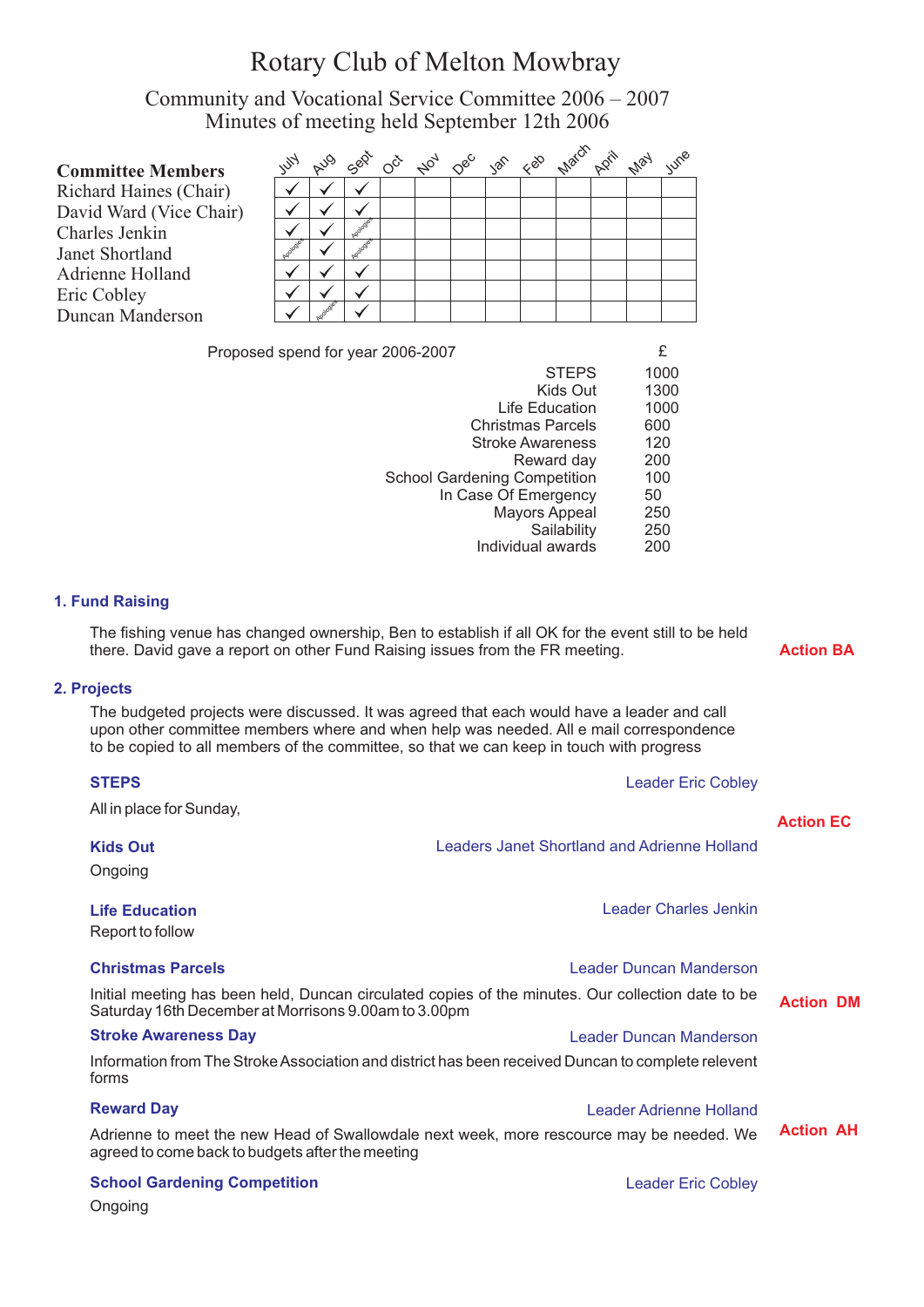# Rotary Club of Melton Mowbray

## Community and Vocational Service Committee 2006 – 2007
## Minutes of meeting held September 12th 2006

| Committee Members | July | Aug | Sept | Oct | Nov | Dec | Jan | Feb | March | April | May | June |
|---|---|---|---|---|---|---|---|---|---|---|---|---|
| Richard Haines (Chair) | ✓ | ✓ | ✓ | | | | | | | | | |
| David Ward (Vice Chair) | ✓ | ✓ | ✓ | | | | | | | | | |
| Charles Jenkin | ✓ | ✓ | Apologies | | | | | | | | | |
| Janet Shortland | Apologies | ✓ | Apologies | | | | | | | | | |
| Adrienne Holland | ✓ | ✓ | ✓ | | | | | | | | | |
| Eric Cobley | ✓ | ✓ | ✓ | | | | | | | | | |
| Duncan Manderson | ✓ | Apologies | ✓ | | | | | | | | | |

Proposed spend for year 2006-2007

| | £ |
|---|---|
| STEPS | 1000 |
| Kids Out | 1300 |
| Life Education | 1000 |
| Christmas Parcels | 600 |
| Stroke Awareness | 120 |
| Reward day | 200 |
| School Gardening Competition | 100 |
| In Case Of Emergency | 50 |
| Mayors Appeal | 250 |
| Sailability | 250 |
| Individual awards | 200 |

### 1. Fund Raising

The fishing venue has changed ownership, Ben to establish if all OK for the event still to be held there. David gave a report on other Fund Raising issues from the FR meeting. **Action BA**

### 2. Projects

The budgeted projects were discussed. It was agreed that each would have a leader and call upon other committee members where and when help was needed. All e mail correspondence to be copied to all members of the committee, so that we can keep in touch with progress

**STEPS** — Leader Eric Cobley

All in place for Sunday, **Action EC**

**Kids Out** — Leaders Janet Shortland and Adrienne Holland

Ongoing

**Life Education** — Leader Charles Jenkin

Report to follow

**Christmas Parcels** — Leader Duncan Manderson

Initial meeting has been held, Duncan circulated copies of the minutes. Our collection date to be Saturday 16th December at Morrisons 9.00am to 3.00pm **Action DM**

**Stroke Awareness Day** — Leader Duncan Manderson

Information from The Stroke Association and district has been received Duncan to complete relevent forms

**Reward Day** — Leader Adrienne Holland

Adrienne to meet the new Head of Swallowdale next week, more rescource may be needed. We agreed to come back to budgets after the meeting **Action AH**

**School Gardening Competition** — Leader Eric Cobley

Ongoing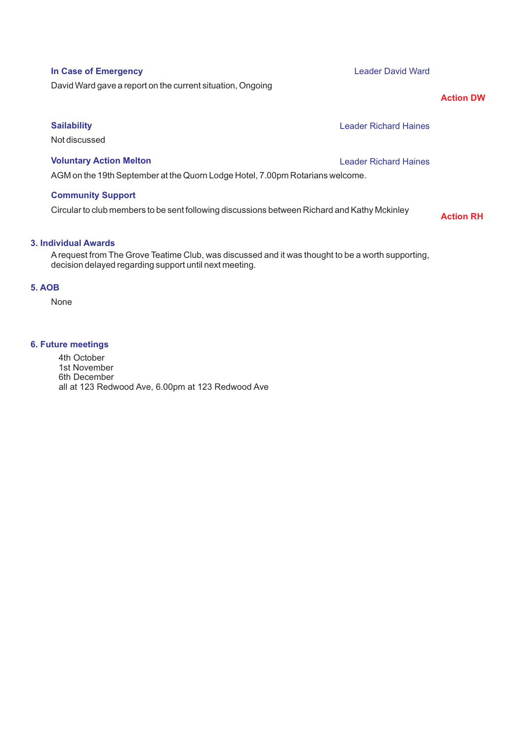### In Case of Emergency

Leader David Ward

David Ward gave a report on the current situation, Ongoing

**Action DW**

### Sailability

Leader Richard Haines

Not discussed

### Voluntary Action Melton

Leader Richard Haines

AGM on the 19th September at the Quorn Lodge Hotel, 7.00pm Rotarians welcome.

### Community Support

Circular to club members to be sent following discussions between Richard and Kathy Mckinley

**Action RH**

## 3. Individual Awards

A request from The Grove Teatime Club, was discussed and it was thought to be a worth supporting, decision delayed regarding support until next meeting.

## 5. AOB

None

## 6. Future meetings

4th October
1st November
6th December
all at 123 Redwood Ave, 6.00pm at 123 Redwood Ave